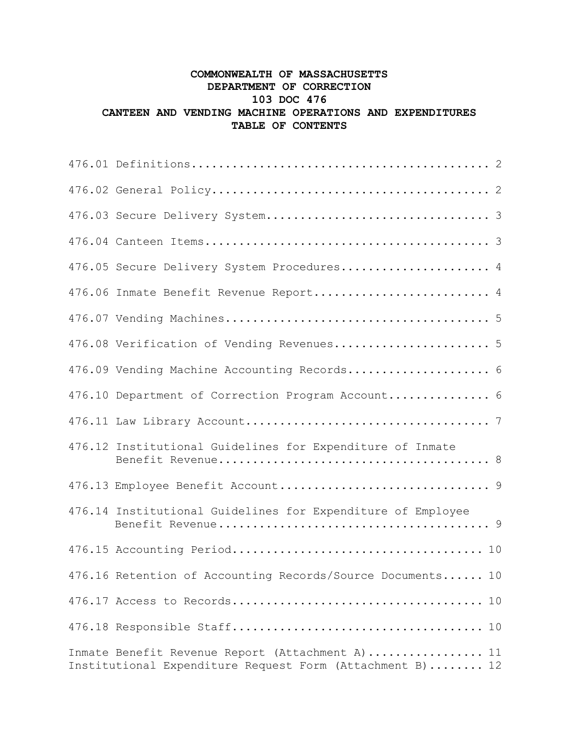# COMMONWEALTH OF MASSACHUSETTS
# DEPARTMENT OF CORRECTION
# 103 DOC 476
# CANTEEN AND VENDING MACHINE OPERATIONS AND EXPENDITURES
## TABLE OF CONTENTS

476.01 Definitions............................................ 2

476.02 General Policy......................................... 2

476.03 Secure Delivery System................................. 3

476.04 Canteen Items.......................................... 3

476.05 Secure Delivery System Procedures...................... 4

476.06 Inmate Benefit Revenue Report.......................... 4

476.07 Vending Machines....................................... 5

476.08 Verification of Vending Revenues....................... 5

476.09 Vending Machine Accounting Records..................... 6

476.10 Department of Correction Program Account............... 6

476.11 Law Library Account.................................... 7

476.12 Institutional Guidelines for Expenditure of Inmate Benefit Revenue........................................ 8

476.13 Employee Benefit Account............................... 9

476.14 Institutional Guidelines for Expenditure of Employee Benefit Revenue........................................ 9

476.15 Accounting Period..................................... 10

476.16 Retention of Accounting Records/Source Documents...... 10

476.17 Access to Records..................................... 10

476.18 Responsible Staff..................................... 10

Inmate Benefit Revenue Report (Attachment A)................. 11

Institutional Expenditure Request Form (Attachment B)........ 12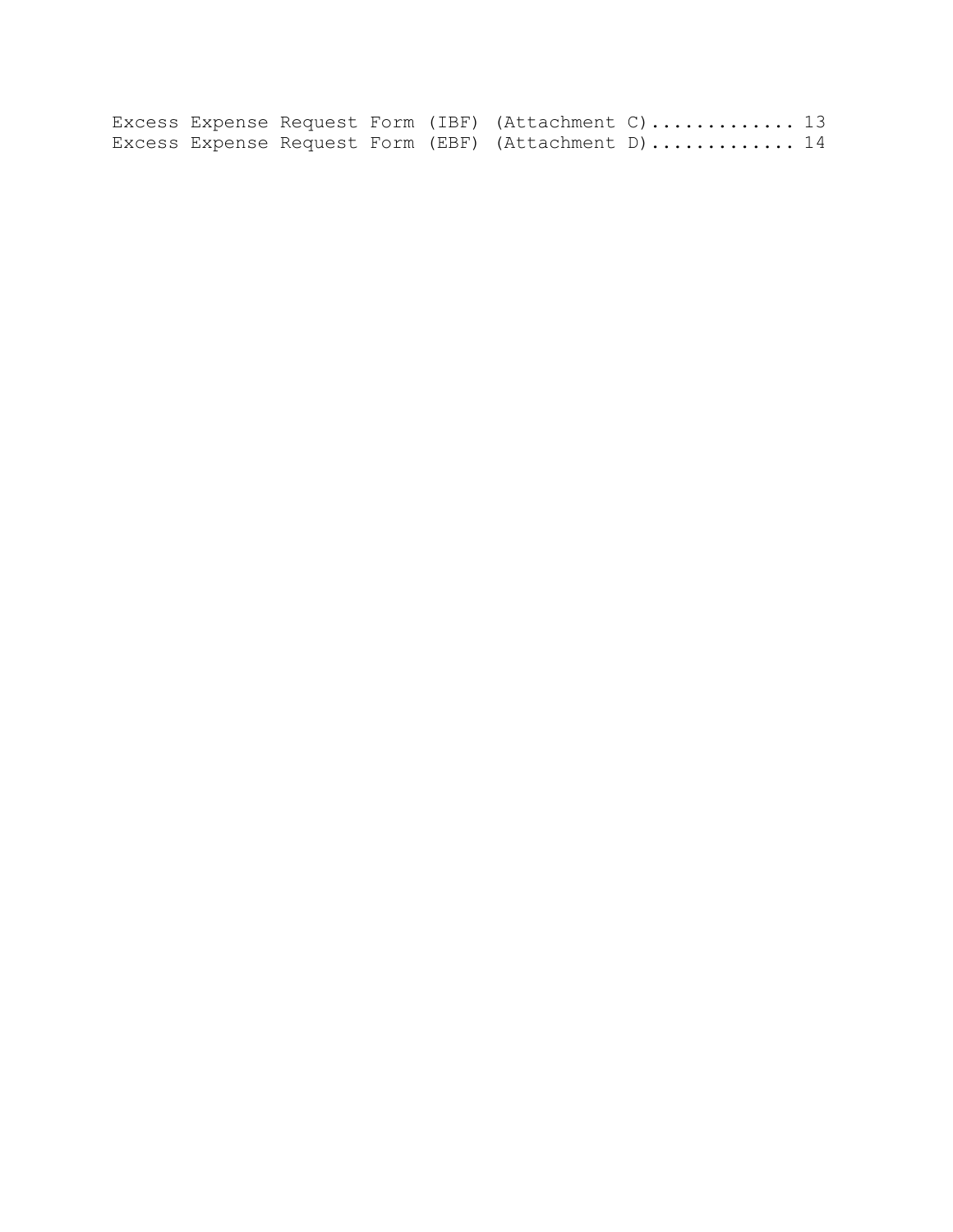Excess Expense Request Form (IBF) (Attachment C)............. 13
Excess Expense Request Form (EBF) (Attachment D)............. 14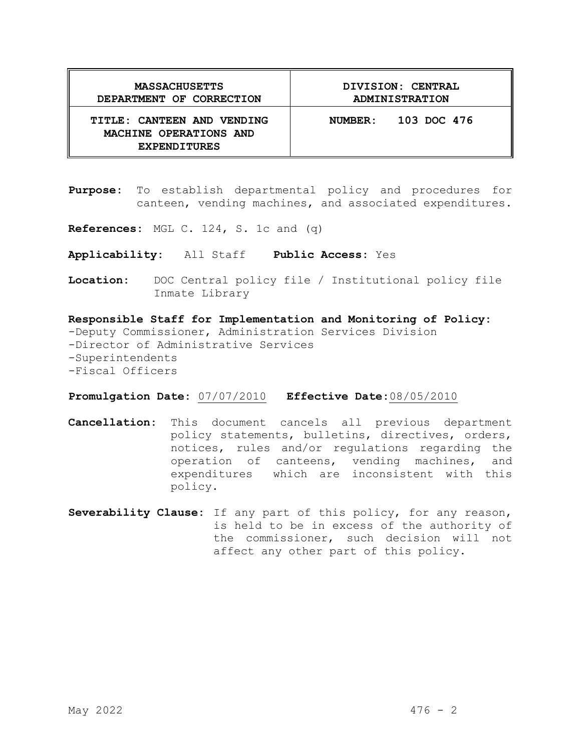| MASSACHUSETTS DEPARTMENT OF CORRECTION | DIVISION: CENTRAL ADMINISTRATION |
| --- | --- |
| **TITLE: CANTEEN AND VENDING MACHINE OPERATIONS AND EXPENDITURES** | **NUMBER: 103 DOC 476** |

**Purpose:** To establish departmental policy and procedures for canteen, vending machines, and associated expenditures.

**References:** MGL C. 124, S. 1c and (q)

**Applicability:** All Staff **Public Access:** Yes

**Location:** DOC Central policy file / Institutional policy file Inmate Library

**Responsible Staff for Implementation and Monitoring of Policy:**

- -Deputy Commissioner, Administration Services Division
- -Director of Administrative Services
- -Superintendents
- -Fiscal Officers

**Promulgation Date:** 07/07/2010 **Effective Date:** 08/05/2010

**Cancellation:** This document cancels all previous department policy statements, bulletins, directives, orders, notices, rules and/or regulations regarding the operation of canteens, vending machines, and expenditures which are inconsistent with this policy.

**Severability Clause:** If any part of this policy, for any reason, is held to be in excess of the authority of the commissioner, such decision will not affect any other part of this policy.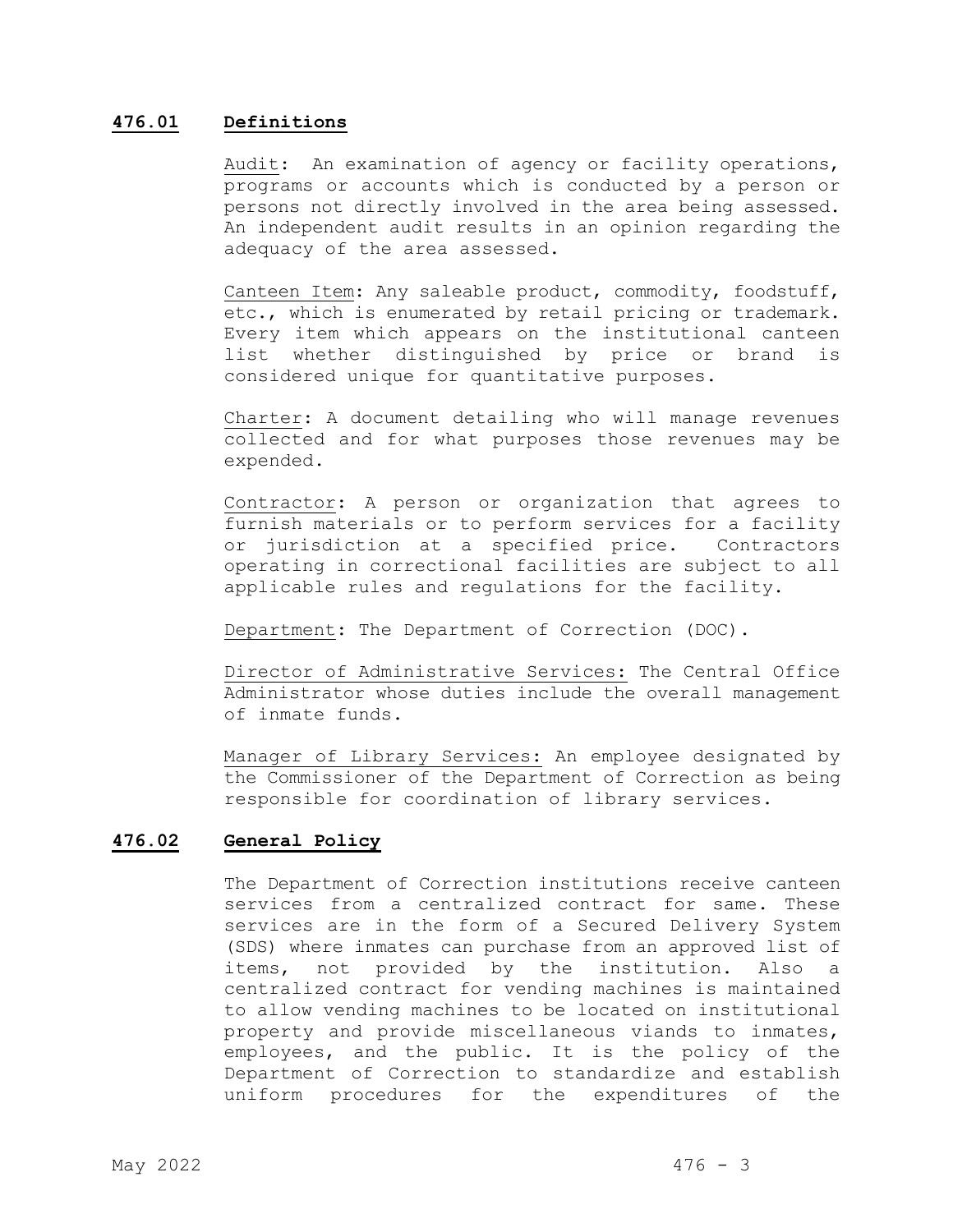## 476.01 Definitions

Audit: An examination of agency or facility operations, programs or accounts which is conducted by a person or persons not directly involved in the area being assessed. An independent audit results in an opinion regarding the adequacy of the area assessed.

Canteen Item: Any saleable product, commodity, foodstuff, etc., which is enumerated by retail pricing or trademark. Every item which appears on the institutional canteen list whether distinguished by price or brand is considered unique for quantitative purposes.

Charter: A document detailing who will manage revenues collected and for what purposes those revenues may be expended.

Contractor: A person or organization that agrees to furnish materials or to perform services for a facility or jurisdiction at a specified price. Contractors operating in correctional facilities are subject to all applicable rules and regulations for the facility.

Department: The Department of Correction (DOC).

Director of Administrative Services: The Central Office Administrator whose duties include the overall management of inmate funds.

Manager of Library Services: An employee designated by the Commissioner of the Department of Correction as being responsible for coordination of library services.

## 476.02 General Policy

The Department of Correction institutions receive canteen services from a centralized contract for same. These services are in the form of a Secured Delivery System (SDS) where inmates can purchase from an approved list of items, not provided by the institution. Also a centralized contract for vending machines is maintained to allow vending machines to be located on institutional property and provide miscellaneous viands to inmates, employees, and the public. It is the policy of the Department of Correction to standardize and establish uniform procedures for the expenditures of the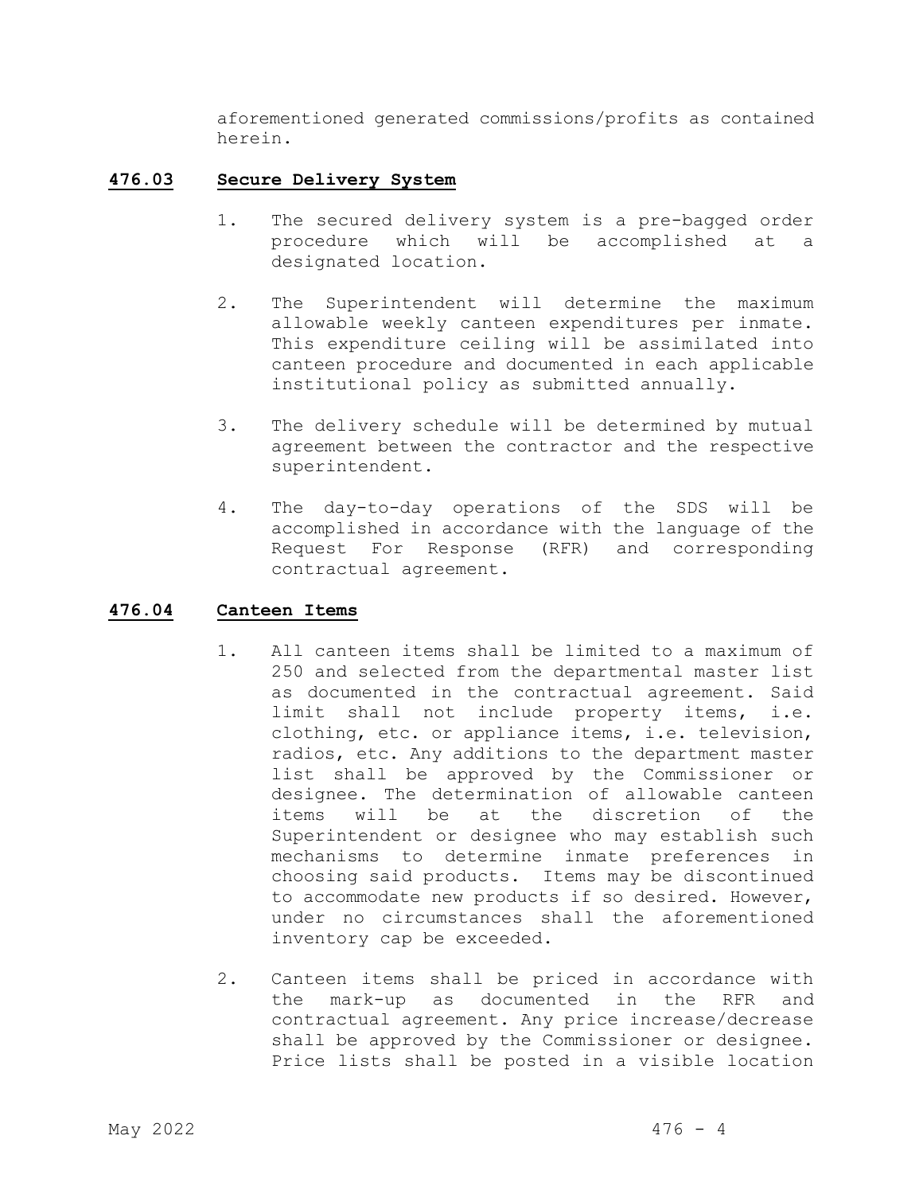aforementioned generated commissions/profits as contained herein.

## 476.03 Secure Delivery System

1. The secured delivery system is a pre-bagged order procedure which will be accomplished at a designated location.

2. The Superintendent will determine the maximum allowable weekly canteen expenditures per inmate. This expenditure ceiling will be assimilated into canteen procedure and documented in each applicable institutional policy as submitted annually.

3. The delivery schedule will be determined by mutual agreement between the contractor and the respective superintendent.

4. The day-to-day operations of the SDS will be accomplished in accordance with the language of the Request For Response (RFR) and corresponding contractual agreement.

## 476.04 Canteen Items

1. All canteen items shall be limited to a maximum of 250 and selected from the departmental master list as documented in the contractual agreement. Said limit shall not include property items, i.e. clothing, etc. or appliance items, i.e. television, radios, etc. Any additions to the department master list shall be approved by the Commissioner or designee. The determination of allowable canteen items will be at the discretion of the Superintendent or designee who may establish such mechanisms to determine inmate preferences in choosing said products. Items may be discontinued to accommodate new products if so desired. However, under no circumstances shall the aforementioned inventory cap be exceeded.

2. Canteen items shall be priced in accordance with the mark-up as documented in the RFR and contractual agreement. Any price increase/decrease shall be approved by the Commissioner or designee. Price lists shall be posted in a visible location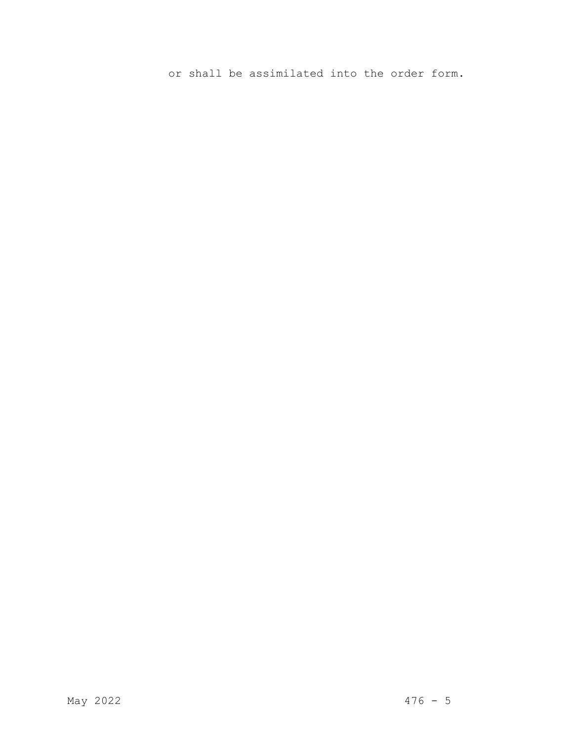or shall be assimilated into the order form.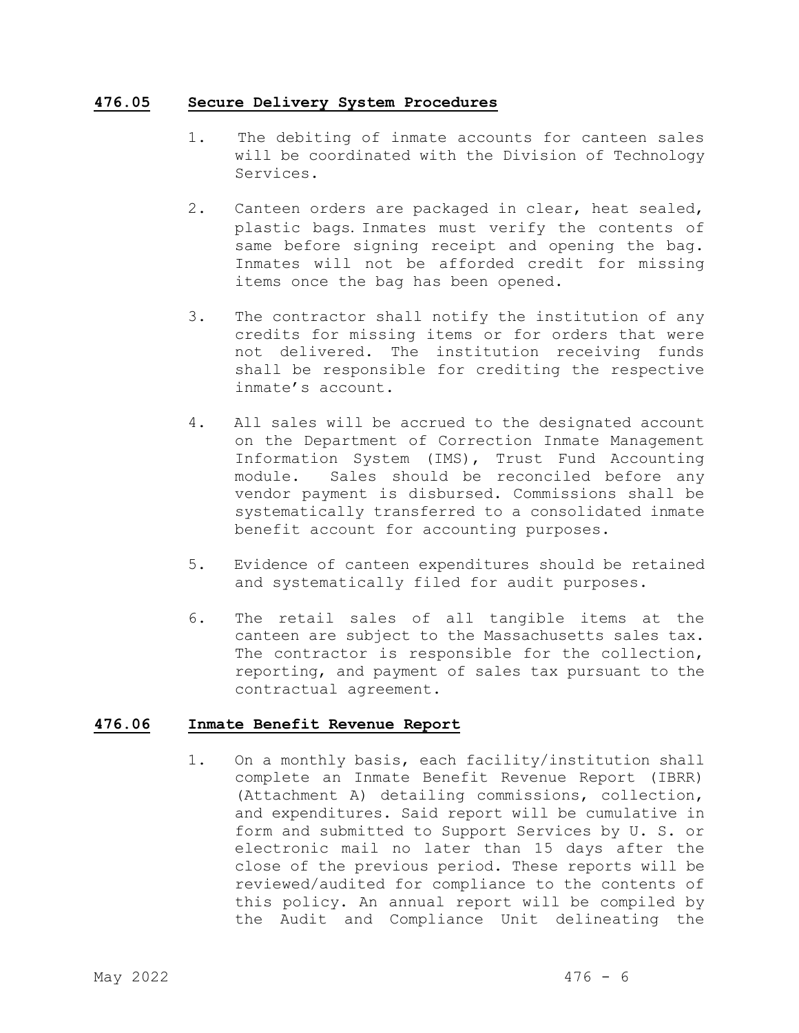## 476.05 Secure Delivery System Procedures

1. The debiting of inmate accounts for canteen sales will be coordinated with the Division of Technology Services.

2. Canteen orders are packaged in clear, heat sealed, plastic bags. Inmates must verify the contents of same before signing receipt and opening the bag. Inmates will not be afforded credit for missing items once the bag has been opened.

3. The contractor shall notify the institution of any credits for missing items or for orders that were not delivered. The institution receiving funds shall be responsible for crediting the respective inmate's account.

4. All sales will be accrued to the designated account on the Department of Correction Inmate Management Information System (IMS), Trust Fund Accounting module. Sales should be reconciled before any vendor payment is disbursed. Commissions shall be systematically transferred to a consolidated inmate benefit account for accounting purposes.

5. Evidence of canteen expenditures should be retained and systematically filed for audit purposes.

6. The retail sales of all tangible items at the canteen are subject to the Massachusetts sales tax. The contractor is responsible for the collection, reporting, and payment of sales tax pursuant to the contractual agreement.

## 476.06 Inmate Benefit Revenue Report

1. On a monthly basis, each facility/institution shall complete an Inmate Benefit Revenue Report (IBRR) (Attachment A) detailing commissions, collection, and expenditures. Said report will be cumulative in form and submitted to Support Services by U. S. or electronic mail no later than 15 days after the close of the previous period. These reports will be reviewed/audited for compliance to the contents of this policy. An annual report will be compiled by the Audit and Compliance Unit delineating the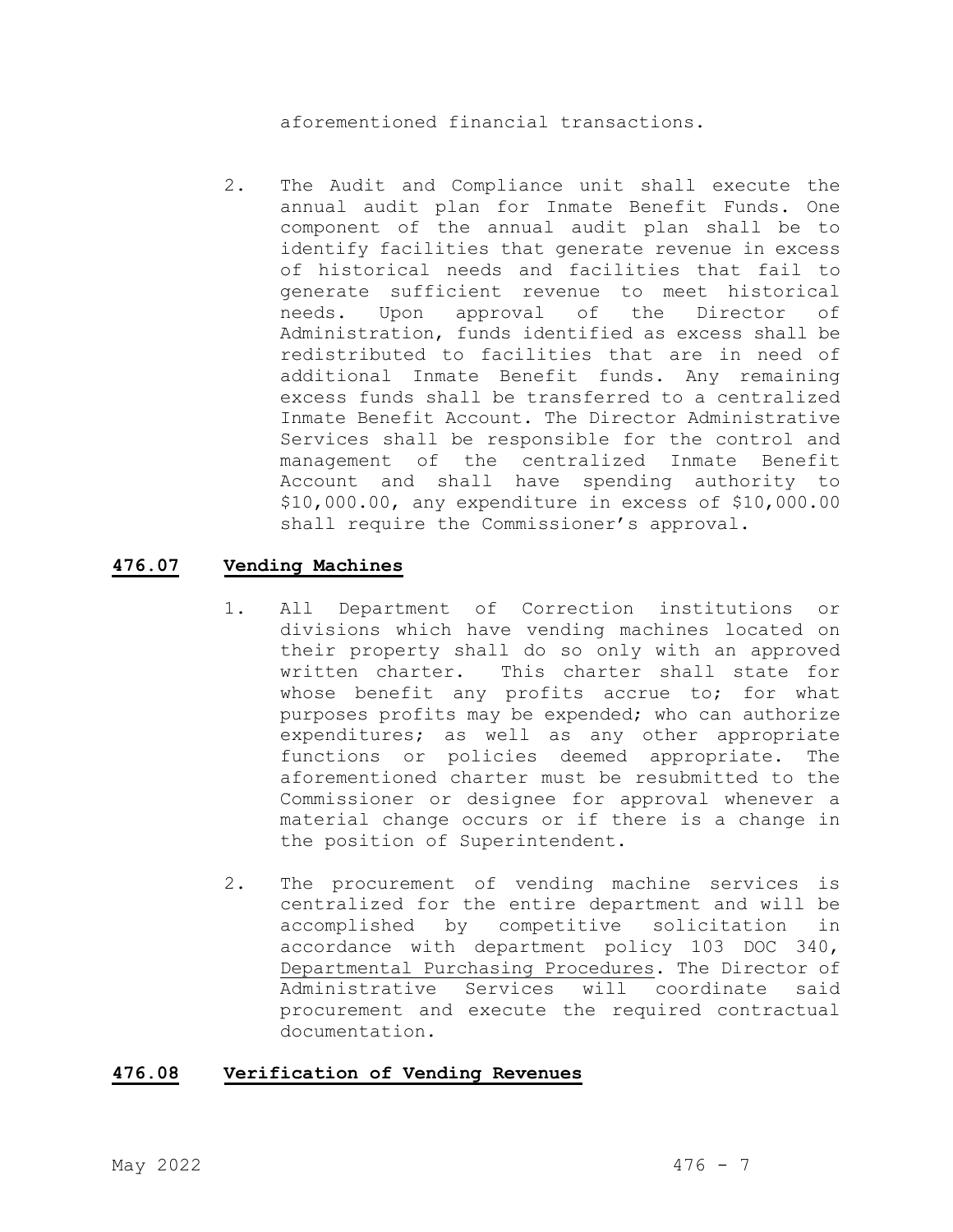aforementioned financial transactions.

2. The Audit and Compliance unit shall execute the annual audit plan for Inmate Benefit Funds. One component of the annual audit plan shall be to identify facilities that generate revenue in excess of historical needs and facilities that fail to generate sufficient revenue to meet historical needs. Upon approval of the Director of Administration, funds identified as excess shall be redistributed to facilities that are in need of additional Inmate Benefit funds. Any remaining excess funds shall be transferred to a centralized Inmate Benefit Account. The Director Administrative Services shall be responsible for the control and management of the centralized Inmate Benefit Account and shall have spending authority to $10,000.00, any expenditure in excess of $10,000.00 shall require the Commissioner's approval.

## **476.07 Vending Machines**

1. All Department of Correction institutions or divisions which have vending machines located on their property shall do so only with an approved written charter. This charter shall state for whose benefit any profits accrue to; for what purposes profits may be expended; who can authorize expenditures; as well as any other appropriate functions or policies deemed appropriate. The aforementioned charter must be resubmitted to the Commissioner or designee for approval whenever a material change occurs or if there is a change in the position of Superintendent.

2. The procurement of vending machine services is centralized for the entire department and will be accomplished by competitive solicitation in accordance with department policy 103 DOC 340, Departmental Purchasing Procedures. The Director of Administrative Services will coordinate said procurement and execute the required contractual documentation.

## **476.08 Verification of Vending Revenues**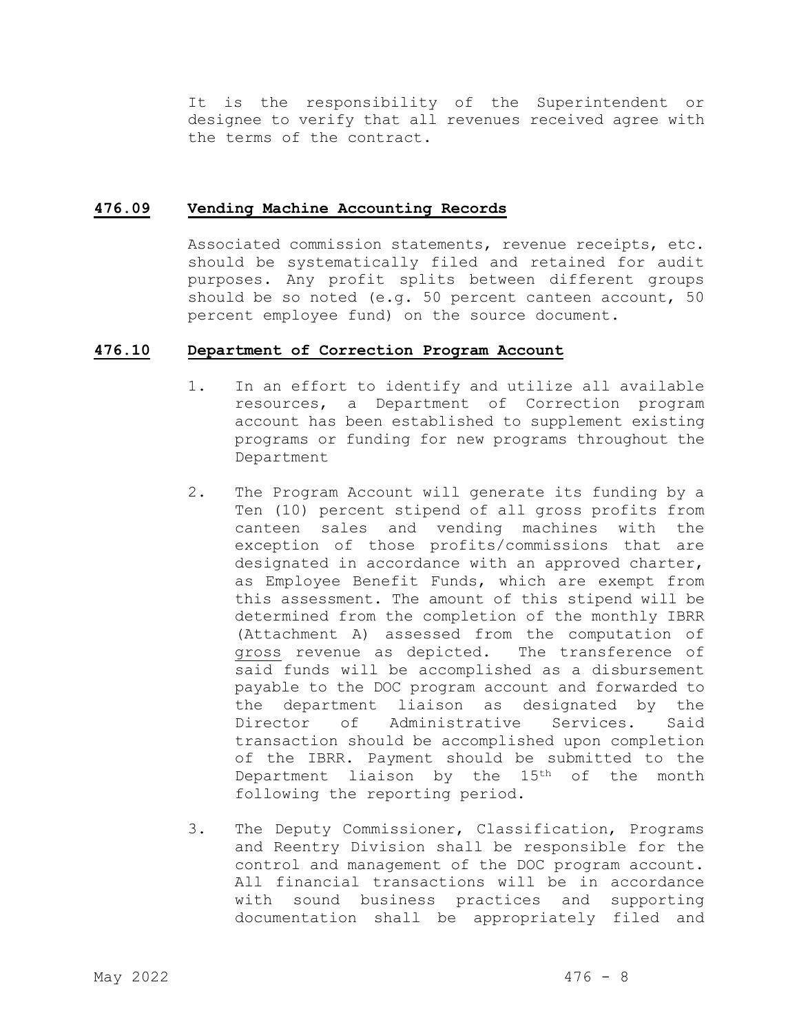It is the responsibility of the Superintendent or designee to verify that all revenues received agree with the terms of the contract.

## 476.09 Vending Machine Accounting Records

Associated commission statements, revenue receipts, etc. should be systematically filed and retained for audit purposes. Any profit splits between different groups should be so noted (e.g. 50 percent canteen account, 50 percent employee fund) on the source document.

## 476.10 Department of Correction Program Account

1. In an effort to identify and utilize all available resources, a Department of Correction program account has been established to supplement existing programs or funding for new programs throughout the Department

2. The Program Account will generate its funding by a Ten (10) percent stipend of all gross profits from canteen sales and vending machines with the exception of those profits/commissions that are designated in accordance with an approved charter, as Employee Benefit Funds, which are exempt from this assessment. The amount of this stipend will be determined from the completion of the monthly IBRR (Attachment A) assessed from the computation of gross revenue as depicted. The transference of said funds will be accomplished as a disbursement payable to the DOC program account and forwarded to the department liaison as designated by the Director of Administrative Services. Said transaction should be accomplished upon completion of the IBRR. Payment should be submitted to the Department liaison by the 15th of the month following the reporting period.

3. The Deputy Commissioner, Classification, Programs and Reentry Division shall be responsible for the control and management of the DOC program account. All financial transactions will be in accordance with sound business practices and supporting documentation shall be appropriately filed and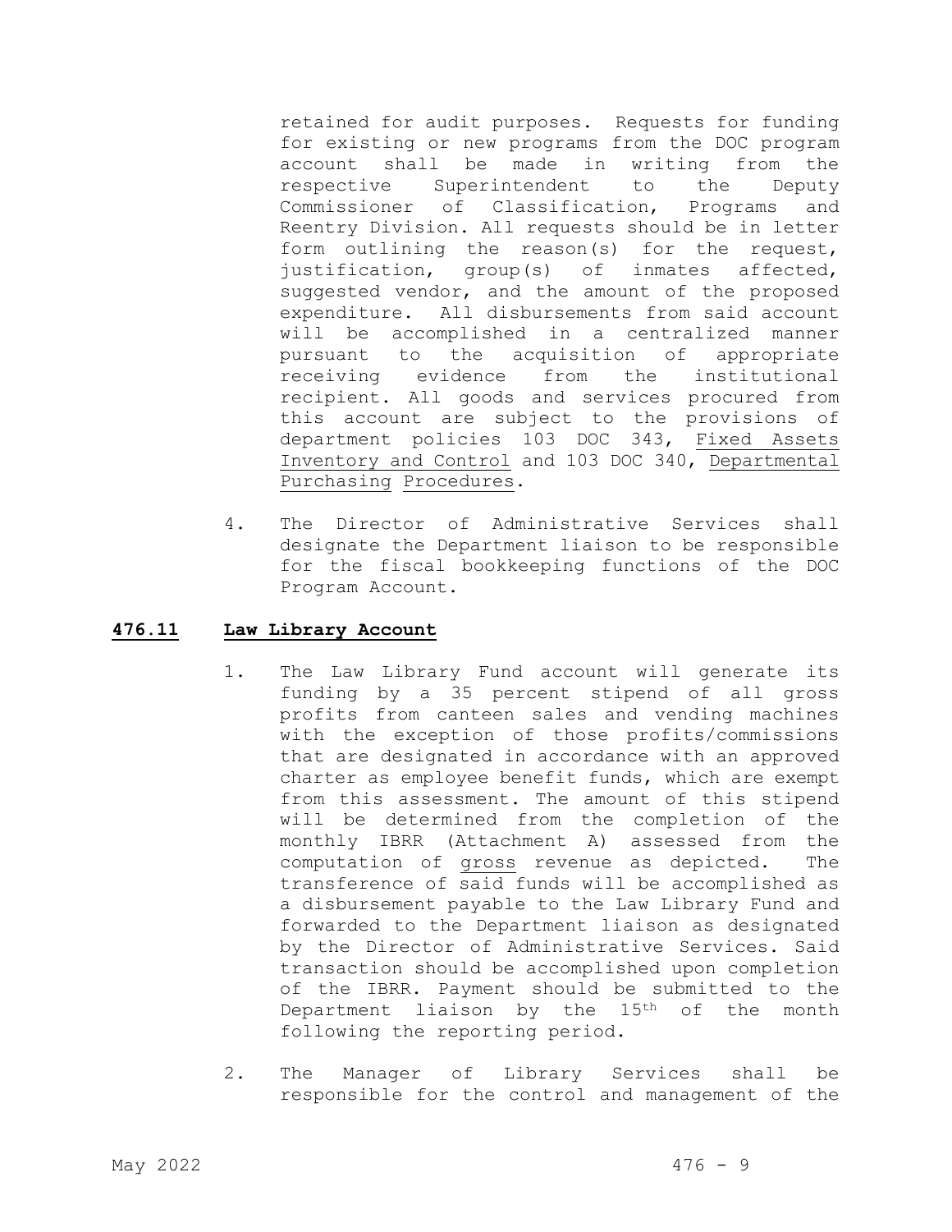retained for audit purposes. Requests for funding for existing or new programs from the DOC program account shall be made in writing from the respective Superintendent to the Deputy Commissioner of Classification, Programs and Reentry Division. All requests should be in letter form outlining the reason(s) for the request, justification, group(s) of inmates affected, suggested vendor, and the amount of the proposed expenditure. All disbursements from said account will be accomplished in a centralized manner pursuant to the acquisition of appropriate receiving evidence from the institutional recipient. All goods and services procured from this account are subject to the provisions of department policies 103 DOC 343, Fixed Assets Inventory and Control and 103 DOC 340, Departmental Purchasing Procedures.

4. The Director of Administrative Services shall designate the Department liaison to be responsible for the fiscal bookkeeping functions of the DOC Program Account.

## 476.11 Law Library Account

1. The Law Library Fund account will generate its funding by a 35 percent stipend of all gross profits from canteen sales and vending machines with the exception of those profits/commissions that are designated in accordance with an approved charter as employee benefit funds, which are exempt from this assessment. The amount of this stipend will be determined from the completion of the monthly IBRR (Attachment A) assessed from the computation of gross revenue as depicted. The transference of said funds will be accomplished as a disbursement payable to the Law Library Fund and forwarded to the Department liaison as designated by the Director of Administrative Services. Said transaction should be accomplished upon completion of the IBRR. Payment should be submitted to the Department liaison by the 15th of the month following the reporting period.

2. The Manager of Library Services shall be responsible for the control and management of the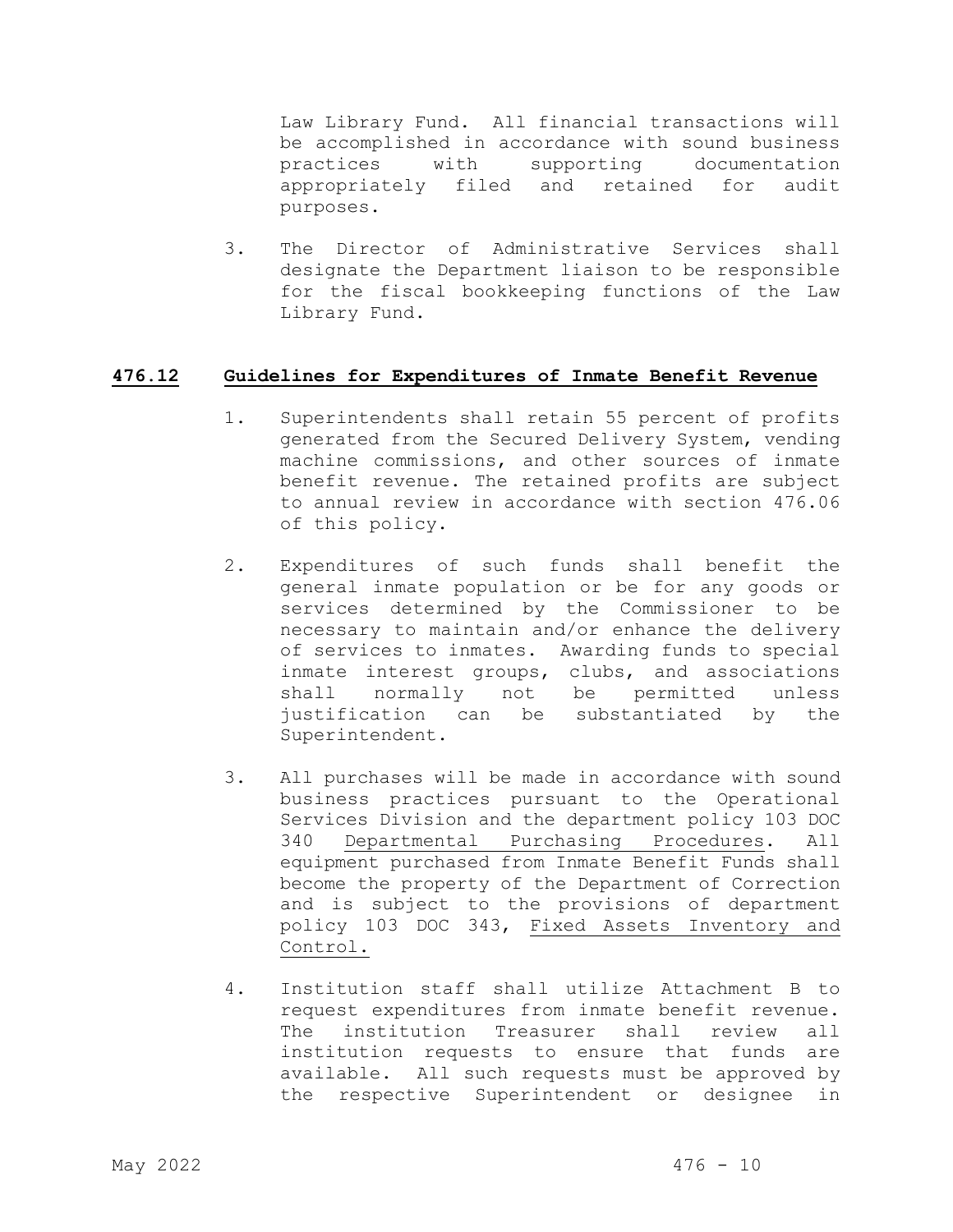Law Library Fund. All financial transactions will be accomplished in accordance with sound business practices with supporting documentation appropriately filed and retained for audit purposes.

3. The Director of Administrative Services shall designate the Department liaison to be responsible for the fiscal bookkeeping functions of the Law Library Fund.

## 476.12 Guidelines for Expenditures of Inmate Benefit Revenue

1. Superintendents shall retain 55 percent of profits generated from the Secured Delivery System, vending machine commissions, and other sources of inmate benefit revenue. The retained profits are subject to annual review in accordance with section 476.06 of this policy.

2. Expenditures of such funds shall benefit the general inmate population or be for any goods or services determined by the Commissioner to be necessary to maintain and/or enhance the delivery of services to inmates. Awarding funds to special inmate interest groups, clubs, and associations shall normally not be permitted unless justification can be substantiated by the Superintendent.

3. All purchases will be made in accordance with sound business practices pursuant to the Operational Services Division and the department policy 103 DOC 340 Departmental Purchasing Procedures. All equipment purchased from Inmate Benefit Funds shall become the property of the Department of Correction and is subject to the provisions of department policy 103 DOC 343, Fixed Assets Inventory and Control.

4. Institution staff shall utilize Attachment B to request expenditures from inmate benefit revenue. The institution Treasurer shall review all institution requests to ensure that funds are available. All such requests must be approved by the respective Superintendent or designee in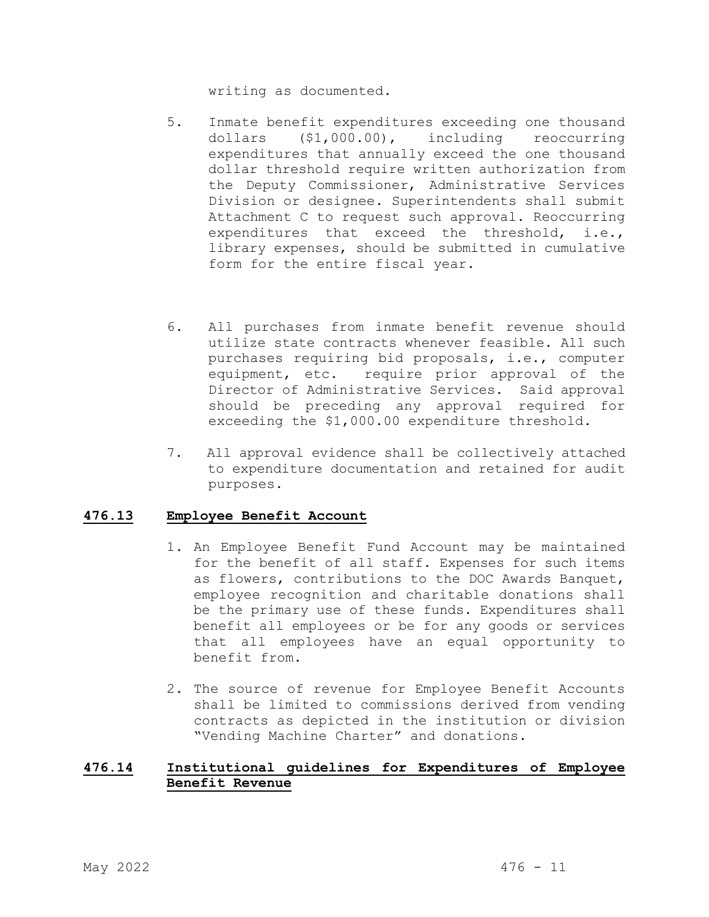writing as documented.

5. Inmate benefit expenditures exceeding one thousand dollars ($1,000.00), including reoccurring expenditures that annually exceed the one thousand dollar threshold require written authorization from the Deputy Commissioner, Administrative Services Division or designee. Superintendents shall submit Attachment C to request such approval. Reoccurring expenditures that exceed the threshold, i.e., library expenses, should be submitted in cumulative form for the entire fiscal year.

6. All purchases from inmate benefit revenue should utilize state contracts whenever feasible. All such purchases requiring bid proposals, i.e., computer equipment, etc. require prior approval of the Director of Administrative Services. Said approval should be preceding any approval required for exceeding the $1,000.00 expenditure threshold.

7. All approval evidence shall be collectively attached to expenditure documentation and retained for audit purposes.

## 476.13 Employee Benefit Account

1. An Employee Benefit Fund Account may be maintained for the benefit of all staff. Expenses for such items as flowers, contributions to the DOC Awards Banquet, employee recognition and charitable donations shall be the primary use of these funds. Expenditures shall benefit all employees or be for any goods or services that all employees have an equal opportunity to benefit from.

2. The source of revenue for Employee Benefit Accounts shall be limited to commissions derived from vending contracts as depicted in the institution or division "Vending Machine Charter" and donations.

## 476.14 Institutional guidelines for Expenditures of Employee Benefit Revenue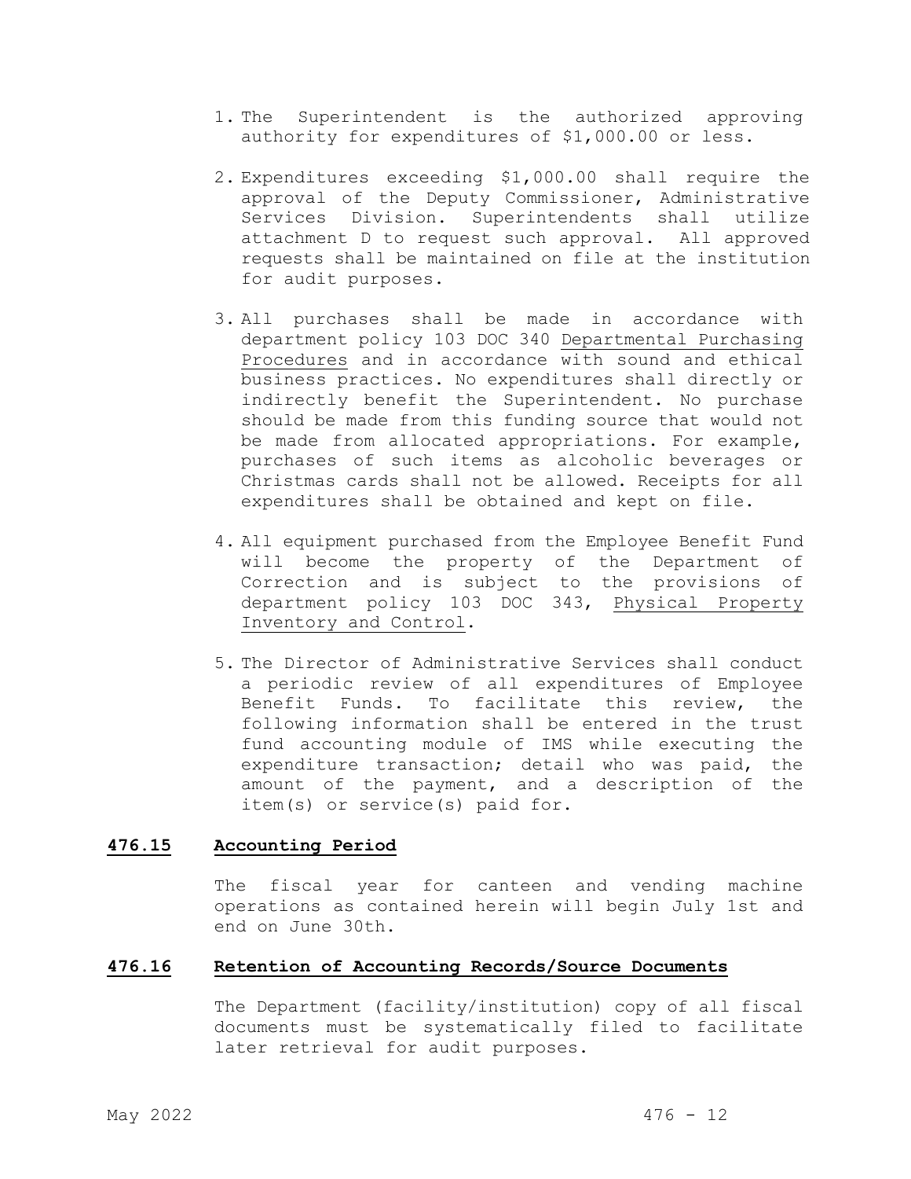1. The Superintendent is the authorized approving authority for expenditures of $1,000.00 or less.

2. Expenditures exceeding $1,000.00 shall require the approval of the Deputy Commissioner, Administrative Services Division. Superintendents shall utilize attachment D to request such approval. All approved requests shall be maintained on file at the institution for audit purposes.

3. All purchases shall be made in accordance with department policy 103 DOC 340 Departmental Purchasing Procedures and in accordance with sound and ethical business practices. No expenditures shall directly or indirectly benefit the Superintendent. No purchase should be made from this funding source that would not be made from allocated appropriations. For example, purchases of such items as alcoholic beverages or Christmas cards shall not be allowed. Receipts for all expenditures shall be obtained and kept on file.

4. All equipment purchased from the Employee Benefit Fund will become the property of the Department of Correction and is subject to the provisions of department policy 103 DOC 343, Physical Property Inventory and Control.

5. The Director of Administrative Services shall conduct a periodic review of all expenditures of Employee Benefit Funds. To facilitate this review, the following information shall be entered in the trust fund accounting module of IMS while executing the expenditure transaction; detail who was paid, the amount of the payment, and a description of the item(s) or service(s) paid for.

## 476.15 Accounting Period

The fiscal year for canteen and vending machine operations as contained herein will begin July 1st and end on June 30th.

## 476.16 Retention of Accounting Records/Source Documents

The Department (facility/institution) copy of all fiscal documents must be systematically filed to facilitate later retrieval for audit purposes.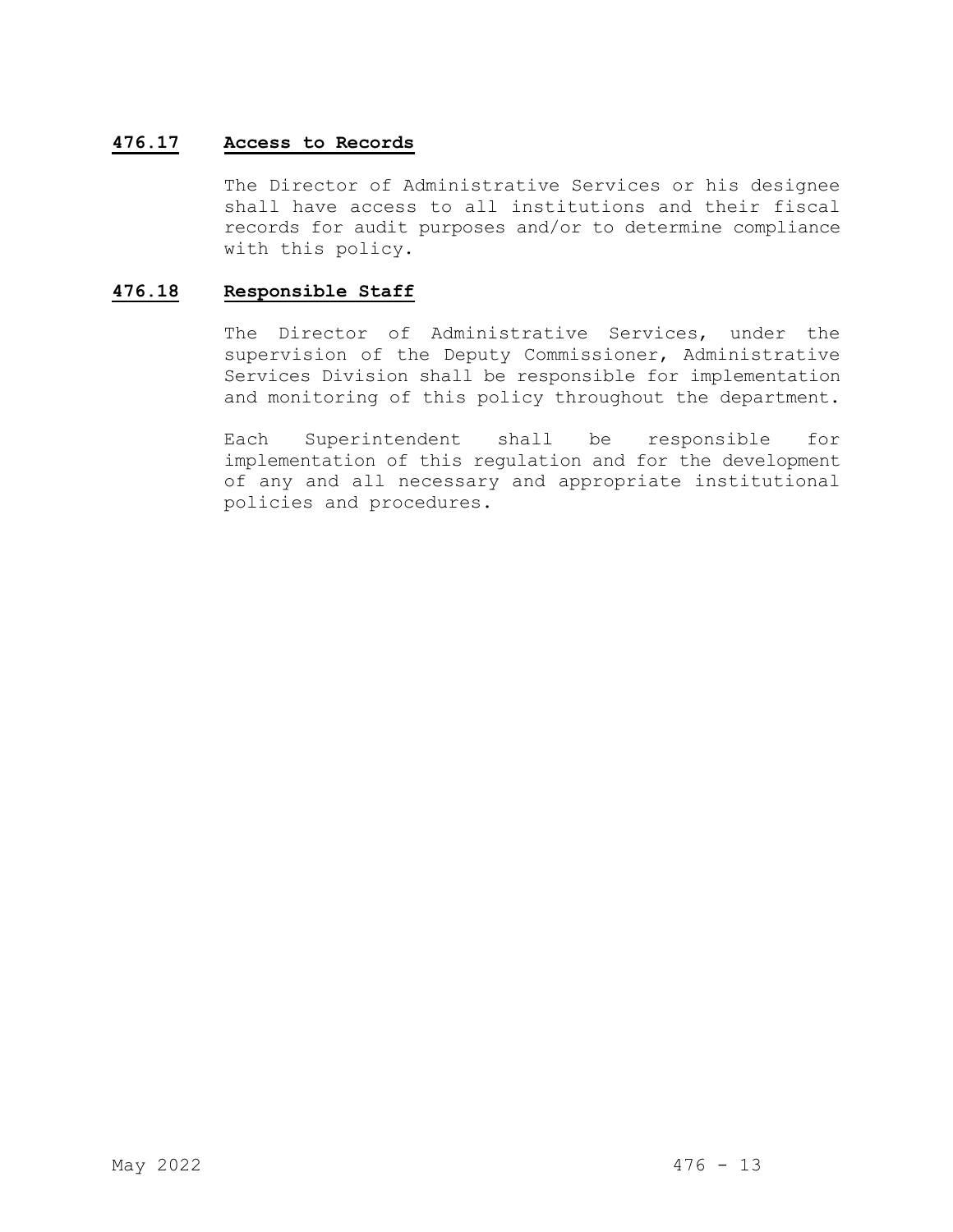## 476.17 Access to Records

The Director of Administrative Services or his designee shall have access to all institutions and their fiscal records for audit purposes and/or to determine compliance with this policy.

## 476.18 Responsible Staff

The Director of Administrative Services, under the supervision of the Deputy Commissioner, Administrative Services Division shall be responsible for implementation and monitoring of this policy throughout the department.

Each Superintendent shall be responsible for implementation of this regulation and for the development of any and all necessary and appropriate institutional policies and procedures.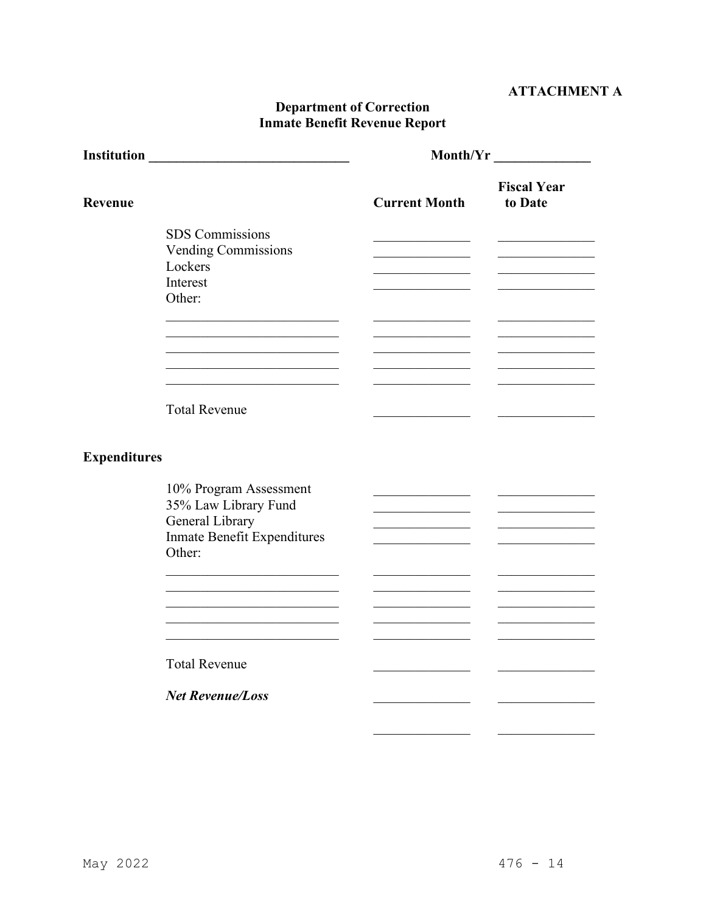**ATTACHMENT A**

**Department of Correction**
**Inmate Benefit Revenue Report**

**Institution** ______________________________ **Month/Yr** ______________

| **Revenue** | | **Current Month** | **Fiscal Year to Date** |
|---|---|---|---|
| | SDS Commissions | ______________ | ______________ |
| | Vending Commissions | ______________ | ______________ |
| | Lockers | ______________ | ______________ |
| | Interest | ______________ | ______________ |
| | Other: | | |
| | __________________________ | ______________ | ______________ |
| | __________________________ | ______________ | ______________ |
| | __________________________ | ______________ | ______________ |
| | __________________________ | ______________ | ______________ |
| | __________________________ | ______________ | ______________ |
| | Total Revenue | ______________ | ______________ |
| **Expenditures** | | | |
| | 10% Program Assessment | ______________ | ______________ |
| | 35% Law Library Fund | ______________ | ______________ |
| | General Library | ______________ | ______________ |
| | Inmate Benefit Expenditures | ______________ | ______________ |
| | Other: | | |
| | __________________________ | ______________ | ______________ |
| | __________________________ | ______________ | ______________ |
| | __________________________ | ______________ | ______________ |
| | __________________________ | ______________ | ______________ |
| | __________________________ | ______________ | ______________ |
| | Total Revenue | ______________ | ______________ |
| | ***Net Revenue/Loss*** | ______________ | ______________ |
| | | ______________ | ______________ |

May 2022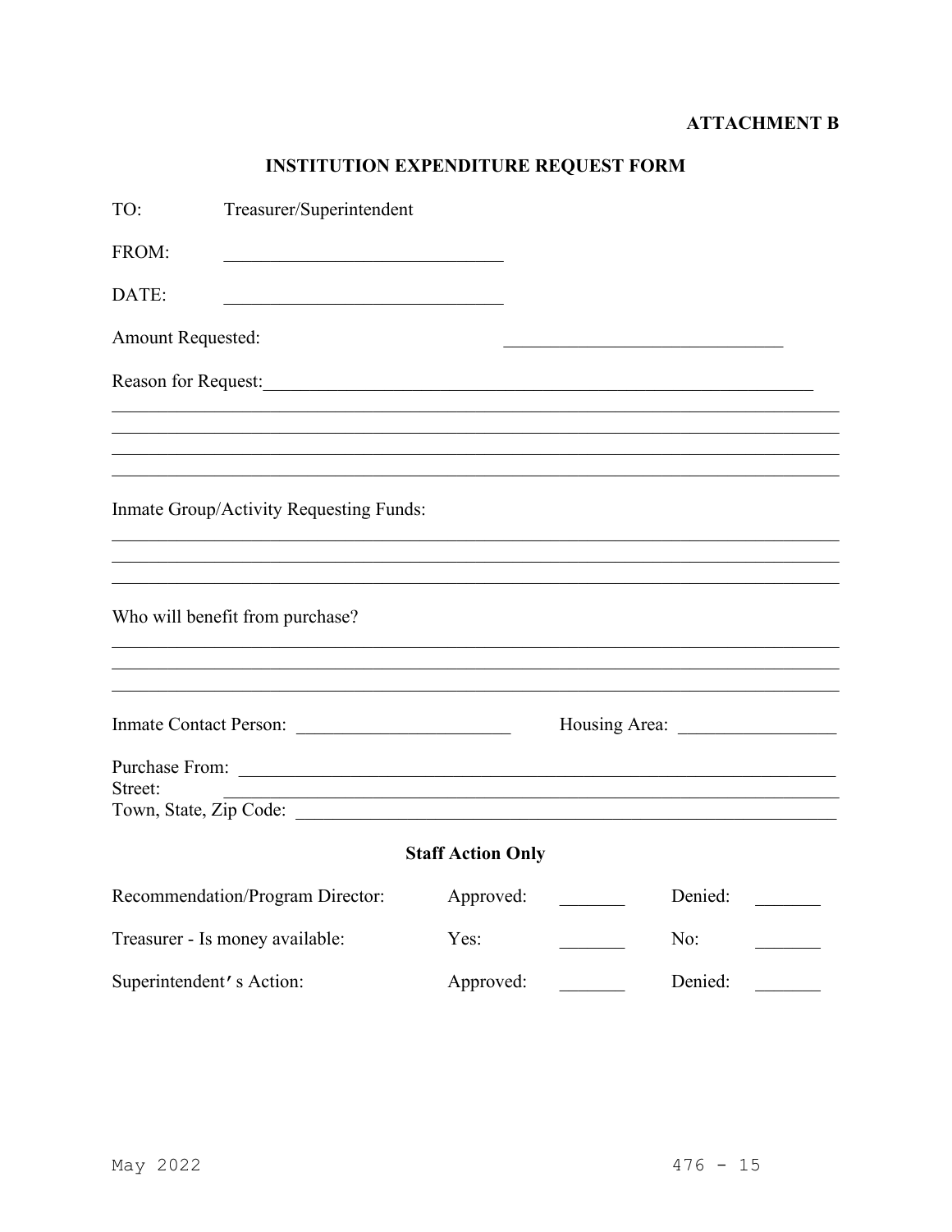**ATTACHMENT B**

# INSTITUTION EXPENDITURE REQUEST FORM

TO: Treasurer/Superintendent

FROM: ______________________________

DATE: ______________________________

Amount Requested: ______________________________

Reason for Request: ____________________________________________________________
______________________________________________________________________________
______________________________________________________________________________
______________________________________________________________________________
______________________________________________________________________________

Inmate Group/Activity Requesting Funds:
______________________________________________________________________________
______________________________________________________________________________
______________________________________________________________________________

Who will benefit from purchase?
______________________________________________________________________________
______________________________________________________________________________
______________________________________________________________________________

Inmate Contact Person: _______________________ Housing Area: _________________

Purchase From: ____________________________________________________________
Street: __________________________________________________________________
Town, State, Zip Code: ______________________________________________________

## Staff Action Only

| | | | | |
|---|---|---|---|---|
| Recommendation/Program Director: | Approved: | _______ | Denied: | _______ |
| Treasurer - Is money available: | Yes: | _______ | No: | _______ |
| Superintendent's Action: | Approved: | _______ | Denied: | _______ |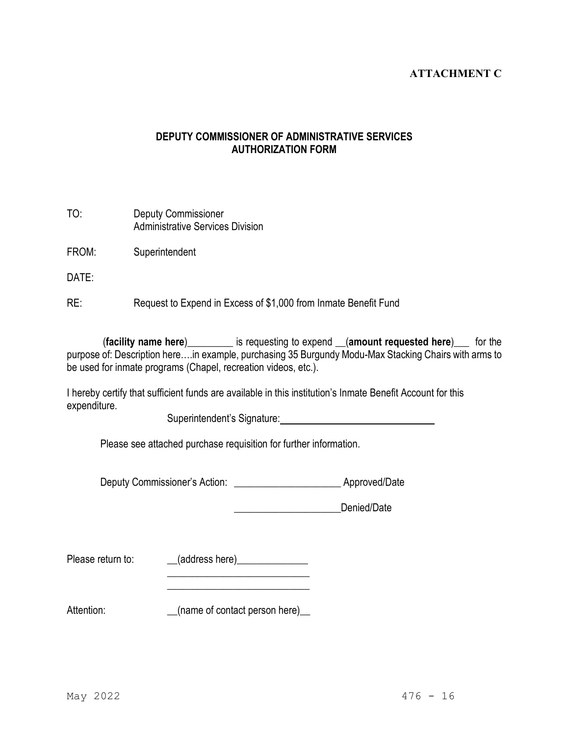**ATTACHMENT C**

## DEPUTY COMMISSIONER OF ADMINISTRATIVE SERVICES AUTHORIZATION FORM

TO: Deputy Commissioner
Administrative Services Division

FROM: Superintendent

DATE:

RE: Request to Expend in Excess of $1,000 from Inmate Benefit Fund

(**facility name here**)_________ is requesting to expend __(**amount requested here**)___ for the purpose of: Description here….in example, purchasing 35 Burgundy Modu-Max Stacking Chairs with arms to be used for inmate programs (Chapel, recreation videos, etc.).

I hereby certify that sufficient funds are available in this institution's Inmate Benefit Account for this expenditure.

Superintendent's Signature:______________________________

Please see attached purchase requisition for further information.

Deputy Commissioner's Action: ____________________ Approved/Date

____________________Denied/Date

Please return to: __(address here)______________
____________________________
____________________________

Attention: __(name of contact person here)__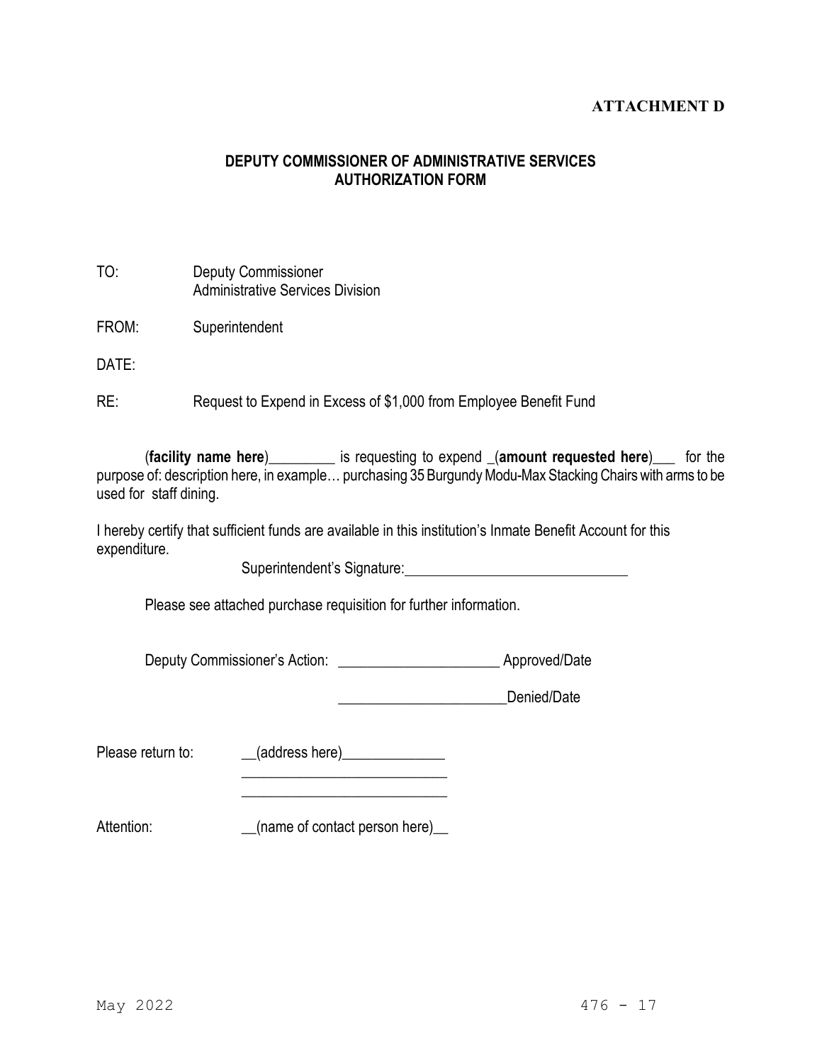**ATTACHMENT D**

**DEPUTY COMMISSIONER OF ADMINISTRATIVE SERVICES AUTHORIZATION FORM**

TO: Deputy Commissioner
Administrative Services Division

FROM: Superintendent

DATE:

RE: Request to Expend in Excess of $1,000 from Employee Benefit Fund

(**facility name here**)_________ is requesting to expend _(**amount requested here**)___ for the purpose of: description here, in example… purchasing 35 Burgundy Modu-Max Stacking Chairs with arms to be used for staff dining.

I hereby certify that sufficient funds are available in this institution's Inmate Benefit Account for this expenditure.

Superintendent's Signature:______________________________

Please see attached purchase requisition for further information.

Deputy Commissioner's Action: ______________________ Approved/Date

______________________ Denied/Date

Please return to: __(address here)_____________
___________________________
___________________________

Attention: __(name of contact person here)__